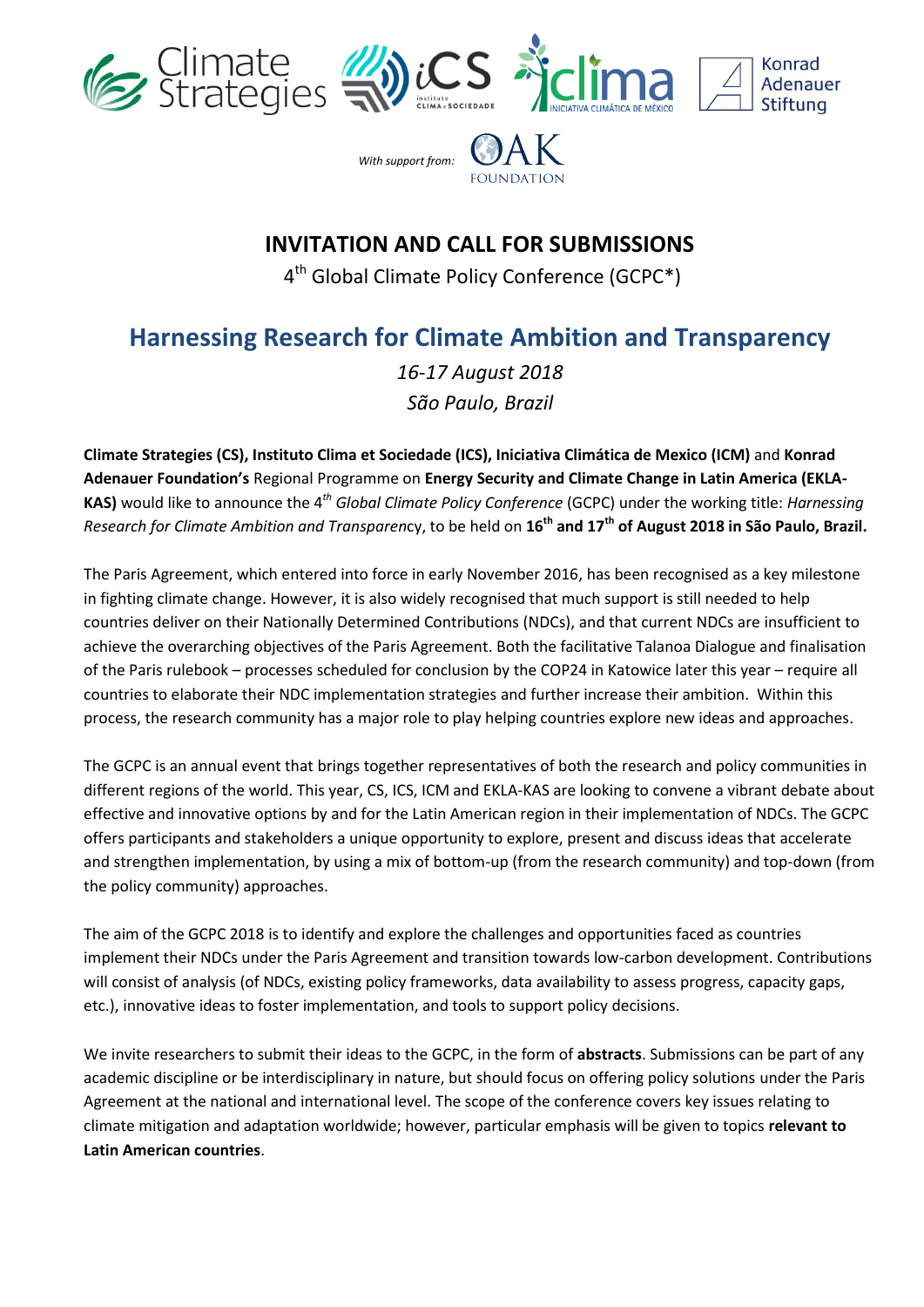With support from:

# INVITATION AND CALL FOR SUBMISSIONS

4th Global Climate Policy Conference (GCPC*)

## Harnessing Research for Climate Ambition and Transparency

*16-17 August 2018*

*São Paulo, Brazil*

**Climate Strategies (CS), Instituto Clima et Sociedade (ICS), Iniciativa Climática de Mexico (ICM)** and **Konrad Adenauer Foundation's** Regional Programme on **Energy Security and Climate Change in Latin America (EKLA-KAS)** would like to announce the 4*th* *Global Climate Policy Conference* (GCPC) under the working title: *Harnessing Research for Climate Ambition and Transparen*cy, to be held on **16th and 17th of August 2018 in São Paulo, Brazil.**

The Paris Agreement, which entered into force in early November 2016, has been recognised as a key milestone in fighting climate change. However, it is also widely recognised that much support is still needed to help countries deliver on their Nationally Determined Contributions (NDCs), and that current NDCs are insufficient to achieve the overarching objectives of the Paris Agreement. Both the facilitative Talanoa Dialogue and finalisation of the Paris rulebook – processes scheduled for conclusion by the COP24 in Katowice later this year – require all countries to elaborate their NDC implementation strategies and further increase their ambition. Within this process, the research community has a major role to play helping countries explore new ideas and approaches.

The GCPC is an annual event that brings together representatives of both the research and policy communities in different regions of the world. This year, CS, ICS, ICM and EKLA-KAS are looking to convene a vibrant debate about effective and innovative options by and for the Latin American region in their implementation of NDCs. The GCPC offers participants and stakeholders a unique opportunity to explore, present and discuss ideas that accelerate and strengthen implementation, by using a mix of bottom-up (from the research community) and top-down (from the policy community) approaches.

The aim of the GCPC 2018 is to identify and explore the challenges and opportunities faced as countries implement their NDCs under the Paris Agreement and transition towards low-carbon development. Contributions will consist of analysis (of NDCs, existing policy frameworks, data availability to assess progress, capacity gaps, etc.), innovative ideas to foster implementation, and tools to support policy decisions.

We invite researchers to submit their ideas to the GCPC, in the form of **abstracts**. Submissions can be part of any academic discipline or be interdisciplinary in nature, but should focus on offering policy solutions under the Paris Agreement at the national and international level. The scope of the conference covers key issues relating to climate mitigation and adaptation worldwide; however, particular emphasis will be given to topics **relevant to Latin American countries**.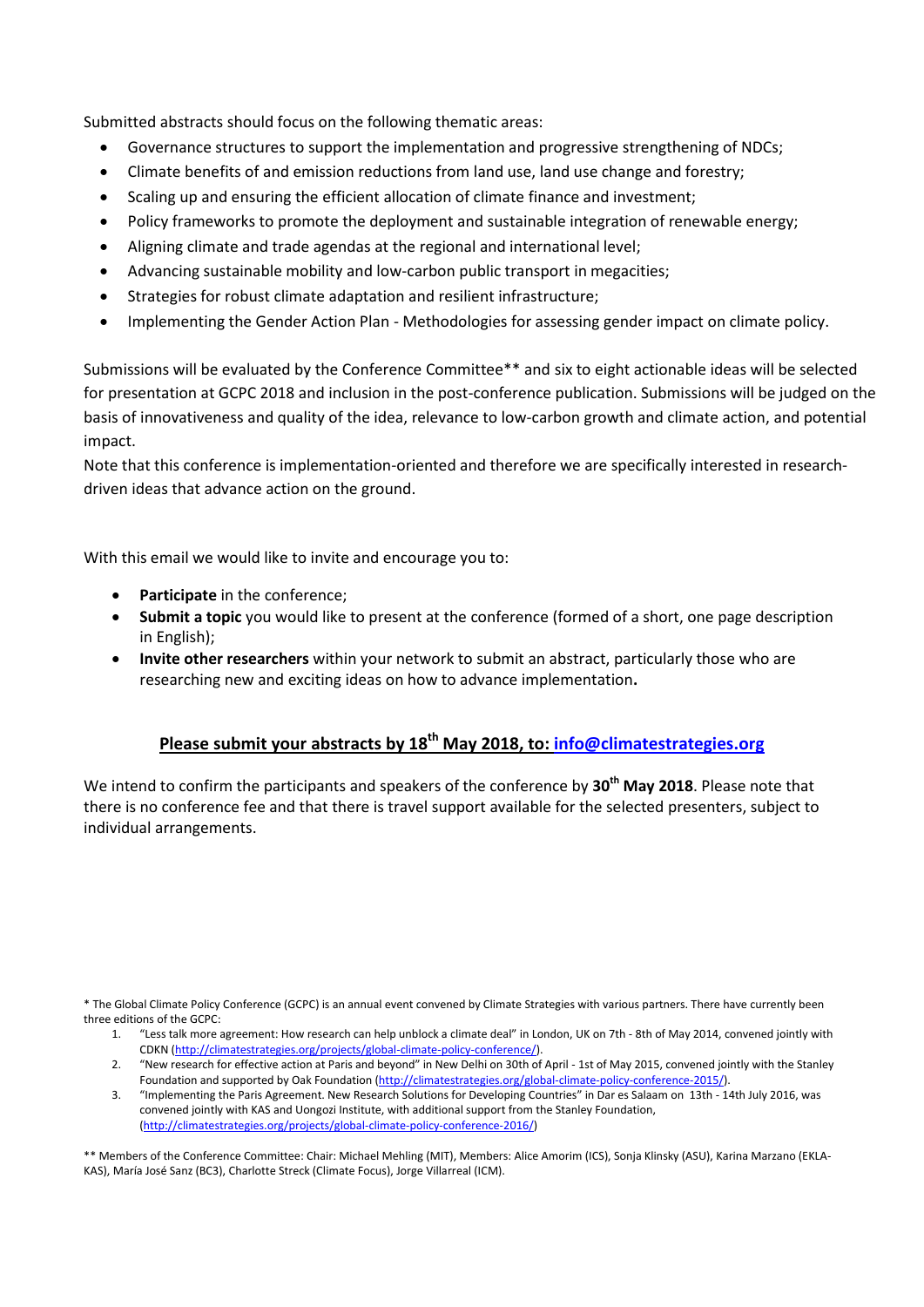Submitted abstracts should focus on the following thematic areas:

- Governance structures to support the implementation and progressive strengthening of NDCs;
- Climate benefits of and emission reductions from land use, land use change and forestry;
- Scaling up and ensuring the efficient allocation of climate finance and investment;
- Policy frameworks to promote the deployment and sustainable integration of renewable energy;
- Aligning climate and trade agendas at the regional and international level;
- Advancing sustainable mobility and low-carbon public transport in megacities;
- Strategies for robust climate adaptation and resilient infrastructure;
- Implementing the Gender Action Plan - Methodologies for assessing gender impact on climate policy.

Submissions will be evaluated by the Conference Committee** and six to eight actionable ideas will be selected for presentation at GCPC 2018 and inclusion in the post-conference publication. Submissions will be judged on the basis of innovativeness and quality of the idea, relevance to low-carbon growth and climate action, and potential impact.

Note that this conference is implementation-oriented and therefore we are specifically interested in research-driven ideas that advance action on the ground.

With this email we would like to invite and encourage you to:

- **Participate** in the conference;
- **Submit a topic** you would like to present at the conference (formed of a short, one page description in English);
- **Invite other researchers** within your network to submit an abstract, particularly those who are researching new and exciting ideas on how to advance implementation**.**

**Please submit your abstracts by 18th May 2018, to: info@climatestrategies.org**

We intend to confirm the participants and speakers of the conference by **30th May 2018**. Please note that there is no conference fee and that there is travel support available for the selected presenters, subject to individual arrangements.

\* The Global Climate Policy Conference (GCPC) is an annual event convened by Climate Strategies with various partners. There have currently been three editions of the GCPC:

1. "Less talk more agreement: How research can help unblock a climate deal" in London, UK on 7th - 8th of May 2014, convened jointly with CDKN (http://climatestrategies.org/projects/global-climate-policy-conference/).
2. "New research for effective action at Paris and beyond" in New Delhi on 30th of April - 1st of May 2015, convened jointly with the Stanley Foundation and supported by Oak Foundation (http://climatestrategies.org/global-climate-policy-conference-2015/).
3. "Implementing the Paris Agreement. New Research Solutions for Developing Countries" in Dar es Salaam on 13th - 14th July 2016, was convened jointly with KAS and Uongozi Institute, with additional support from the Stanley Foundation, (http://climatestrategies.org/projects/global-climate-policy-conference-2016/)

** Members of the Conference Committee: Chair: Michael Mehling (MIT), Members: Alice Amorim (ICS), Sonja Klinsky (ASU), Karina Marzano (EKLA-KAS), María José Sanz (BC3), Charlotte Streck (Climate Focus), Jorge Villarreal (ICM).